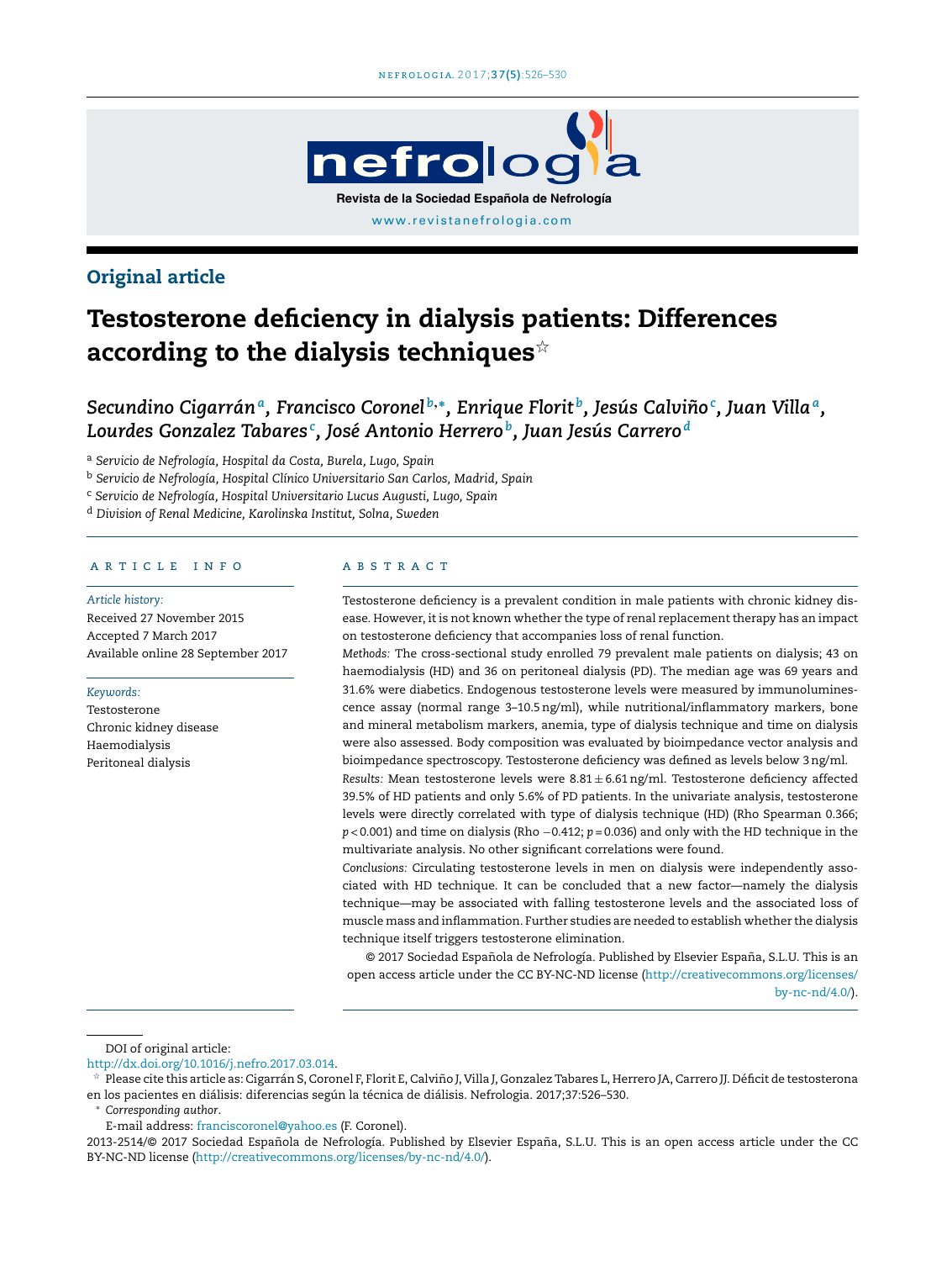Original article

# Testosterone deficiency in dialysis patients: Differences according to the dialysis techniques☆

*Secundino Cigarrán*[a], *Francisco Coronel*[b,*], *Enrique Florit*[b], *Jesús Calviño*[c], *Juan Villa*[a], *Lourdes Gonzalez Tabares*[c], *José Antonio Herrero*[b], *Juan Jesús Carrero*[d]

[a] *Servicio de Nefrología, Hospital da Costa, Burela, Lugo, Spain*
[b] *Servicio de Nefrología, Hospital Clínico Universitario San Carlos, Madrid, Spain*
[c] *Servicio de Nefrología, Hospital Universitario Lucus Augusti, Lugo, Spain*
[d] *Division of Renal Medicine, Karolinska Institut, Solna, Sweden*

## ARTICLE INFO

*Article history:*
Received 27 November 2015
Accepted 7 March 2017
Available online 28 September 2017

*Keywords:*
Testosterone
Chronic kidney disease
Haemodialysis
Peritoneal dialysis

## ABSTRACT

Testosterone deficiency is a prevalent condition in male patients with chronic kidney disease. However, it is not known whether the type of renal replacement therapy has an impact on testosterone deficiency that accompanies loss of renal function.

*Methods:* The cross-sectional study enrolled 79 prevalent male patients on dialysis; 43 on haemodialysis (HD) and 36 on peritoneal dialysis (PD). The median age was 69 years and 31.6% were diabetics. Endogenous testosterone levels were measured by immunoluminescence assay (normal range 3–10.5 ng/ml), while nutritional/inflammatory markers, bone and mineral metabolism markers, anemia, type of dialysis technique and time on dialysis were also assessed. Body composition was evaluated by bioimpedance vector analysis and bioimpedance spectroscopy. Testosterone deficiency was defined as levels below 3 ng/ml.

*Results:* Mean testosterone levels were $8.81 \pm 6.61$ ng/ml. Testosterone deficiency affected 39.5% of HD patients and only 5.6% of PD patients. In the univariate analysis, testosterone levels were directly correlated with type of dialysis technique (HD) (Rho Spearman 0.366; $p < 0.001$) and time on dialysis (Rho −0.412; $p = 0.036$) and only with the HD technique in the multivariate analysis. No other significant correlations were found.

*Conclusions:* Circulating testosterone levels in men on dialysis were independently associated with HD technique. It can be concluded that a new factor—namely the dialysis technique—may be associated with falling testosterone levels and the associated loss of muscle mass and inflammation. Further studies are needed to establish whether the dialysis technique itself triggers testosterone elimination.

© 2017 Sociedad Española de Nefrología. Published by Elsevier España, S.L.U. This is an open access article under the CC BY-NC-ND license (http://creativecommons.org/licenses/by-nc-nd/4.0/).

---

DOI of original article:
http://dx.doi.org/10.1016/j.nefro.2017.03.014.

☆ Please cite this article as: Cigarrán S, Coronel F, Florit E, Calviño J, Villa J, Gonzalez Tabares L, Herrero JA, Carrero JJ. Déficit de testosterona en los pacientes en diálisis: diferencias según la técnica de diálisis. Nefrologia. 2017;37:526–530.

\* *Corresponding author.*
E-mail address: franciscoronel@yahoo.es (F. Coronel).

2013-2514/© 2017 Sociedad Española de Nefrología. Published by Elsevier España, S.L.U. This is an open access article under the CC BY-NC-ND license (http://creativecommons.org/licenses/by-nc-nd/4.0/).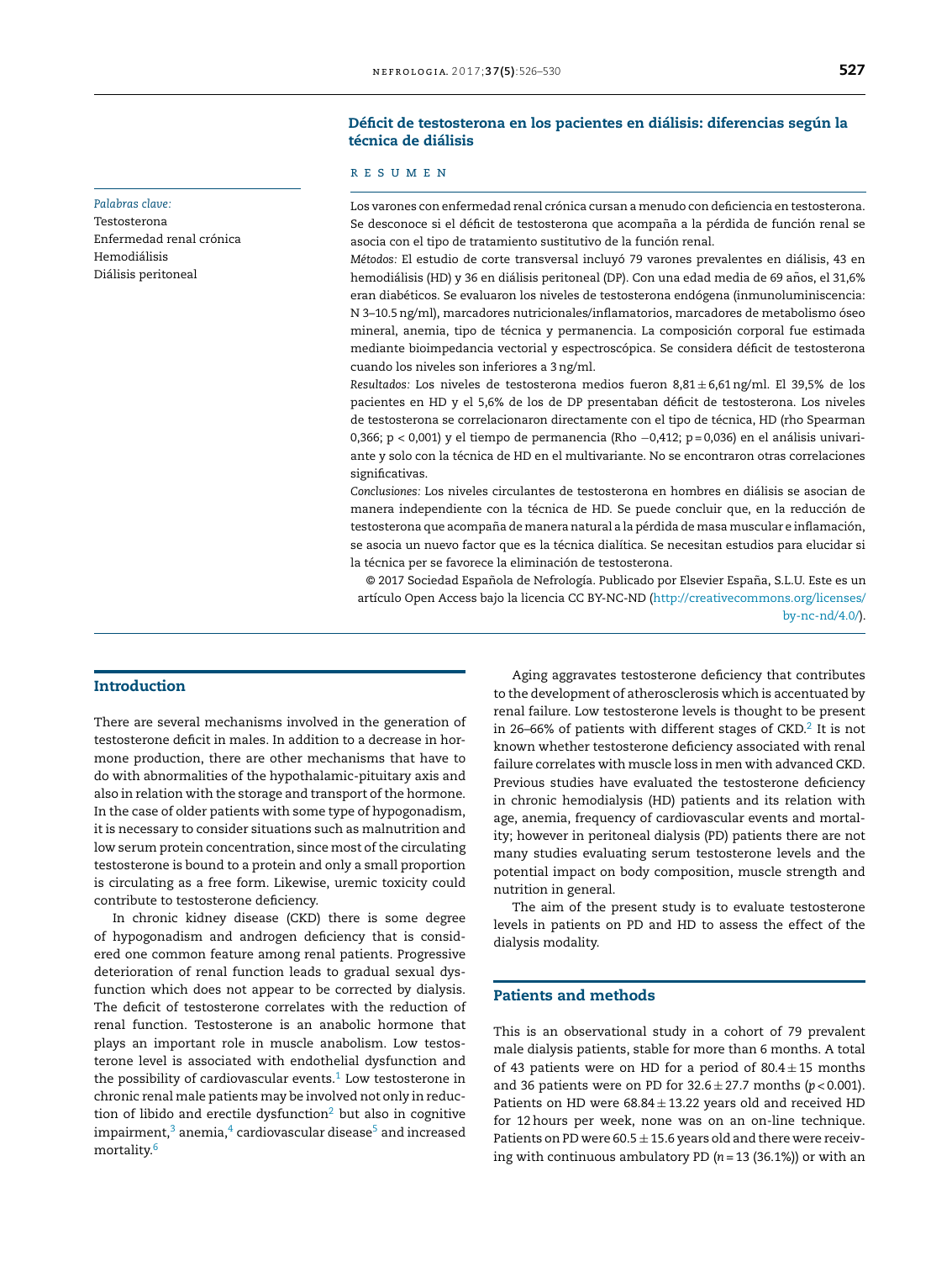## Déficit de testosterona en los pacientes en diálisis: diferencias según la técnica de diálisis

### RESUMEN

*Palabras clave:*
Testosterona
Enfermedad renal crónica
Hemodiálisis
Diálisis peritoneal

Los varones con enfermedad renal crónica cursan a menudo con deficiencia en testosterona. Se desconoce si el déficit de testosterona que acompaña a la pérdida de función renal se asocia con el tipo de tratamiento sustitutivo de la función renal.

*Métodos:* El estudio de corte transversal incluyó 79 varones prevalentes en diálisis, 43 en hemodiálisis (HD) y 36 en diálisis peritoneal (DP). Con una edad media de 69 años, el 31,6% eran diabéticos. Se evaluaron los niveles de testosterona endógena (inmunoluminiscencia: N 3–10.5 ng/ml), marcadores nutricionales/inflamatorios, marcadores de metabolismo óseo mineral, anemia, tipo de técnica y permanencia. La composición corporal fue estimada mediante bioimpedancia vectorial y espectroscópica. Se considera déficit de testosterona cuando los niveles son inferiores a 3 ng/ml.

*Resultados:* Los niveles de testosterona medios fueron 8,81 ± 6,61 ng/ml. El 39,5% de los pacientes en HD y el 5,6% de los de DP presentaban déficit de testosterona. Los niveles de testosterona se correlacionaron directamente con el tipo de técnica, HD (rho Spearman 0,366; $p < 0{,}001$) y el tiempo de permanencia (Rho −0,412; $p = 0{,}036$) en el análisis univariante y solo con la técnica de HD en el multivariante. No se encontraron otras correlaciones significativas.

*Conclusiones:* Los niveles circulantes de testosterona en hombres en diálisis se asocian de manera independiente con la técnica de HD. Se puede concluir que, en la reducción de testosterona que acompaña de manera natural a la pérdida de masa muscular e inflamación, se asocia un nuevo factor que es la técnica dialítica. Se necesitan estudios para elucidar si la técnica per se favorece la eliminación de testosterona.

© 2017 Sociedad Española de Nefrología. Publicado por Elsevier España, S.L.U. Este es un artículo Open Access bajo la licencia CC BY-NC-ND (http://creativecommons.org/licenses/by-nc-nd/4.0/).

## Introduction

There are several mechanisms involved in the generation of testosterone deficit in males. In addition to a decrease in hormone production, there are other mechanisms that have to do with abnormalities of the hypothalamic-pituitary axis and also in relation with the storage and transport of the hormone. In the case of older patients with some type of hypogonadism, it is necessary to consider situations such as malnutrition and low serum protein concentration, since most of the circulating testosterone is bound to a protein and only a small proportion is circulating as a free form. Likewise, uremic toxicity could contribute to testosterone deficiency.

In chronic kidney disease (CKD) there is some degree of hypogonadism and androgen deficiency that is considered one common feature among renal patients. Progressive deterioration of renal function leads to gradual sexual dysfunction which does not appear to be corrected by dialysis. The deficit of testosterone correlates with the reduction of renal function. Testosterone is an anabolic hormone that plays an important role in muscle anabolism. Low testosterone level is associated with endothelial dysfunction and the possibility of cardiovascular events.[1] Low testosterone in chronic renal male patients may be involved not only in reduction of libido and erectile dysfunction[2] but also in cognitive impairment,[3] anemia,[4] cardiovascular disease[5] and increased mortality.[6]

Aging aggravates testosterone deficiency that contributes to the development of atherosclerosis which is accentuated by renal failure. Low testosterone levels is thought to be present in 26–66% of patients with different stages of CKD.[2] It is not known whether testosterone deficiency associated with renal failure correlates with muscle loss in men with advanced CKD. Previous studies have evaluated the testosterone deficiency in chronic hemodialysis (HD) patients and its relation with age, anemia, frequency of cardiovascular events and mortality; however in peritoneal dialysis (PD) patients there are not many studies evaluating serum testosterone levels and the potential impact on body composition, muscle strength and nutrition in general.

The aim of the present study is to evaluate testosterone levels in patients on PD and HD to assess the effect of the dialysis modality.

## Patients and methods

This is an observational study in a cohort of 79 prevalent male dialysis patients, stable for more than 6 months. A total of 43 patients were on HD for a period of 80.4 ± 15 months and 36 patients were on PD for 32.6 ± 27.7 months ($p < 0.001$). Patients on HD were 68.84 ± 13.22 years old and received HD for 12 hours per week, none was on an on-line technique. Patients on PD were 60.5 ± 15.6 years old and there were receiving with continuous ambulatory PD ($n = 13$ (36.1%)) or with an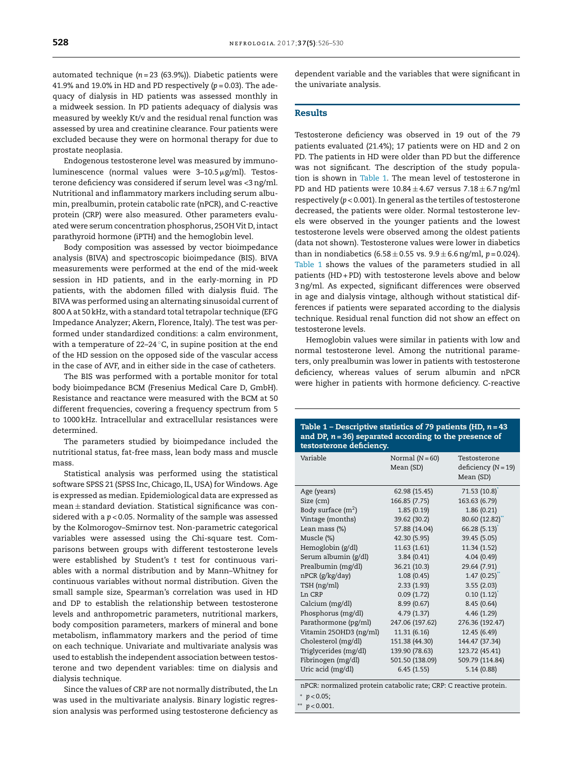automated technique ($n = 23$ (63.9%)). Diabetic patients were 41.9% and 19.0% in HD and PD respectively ($p = 0.03$). The adequacy of dialysis in HD patients was assessed monthly in a midweek session. In PD patients adequacy of dialysis was measured by weekly Kt/v and the residual renal function was assessed by urea and creatinine clearance. Four patients were excluded because they were on hormonal therapy for due to prostate neoplasia.

Endogenous testosterone level was measured by immunoluminescence (normal values were 3–10.5 μg/ml). Testosterone deficiency was considered if serum level was <3 ng/ml. Nutritional and inflammatory markers including serum albumin, prealbumin, protein catabolic rate (nPCR), and C-reactive protein (CRP) were also measured. Other parameters evaluated were serum concentration phosphorus, 25OH Vit D, intact parathyroid hormone (iPTH) and the hemoglobin level.

Body composition was assessed by vector bioimpedance analysis (BIVA) and spectroscopic bioimpedance (BIS). BIVA measurements were performed at the end of the mid-week session in HD patients, and in the early-morning in PD patients, with the abdomen filled with dialysis fluid. The BIVA was performed using an alternating sinusoidal current of 800 A at 50 kHz, with a standard total tetrapolar technique (EFG Impedance Analyzer; Akern, Florence, Italy). The test was performed under standardized conditions: a calm environment, with a temperature of 22–24 °C, in supine position at the end of the HD session on the opposed side of the vascular access in the case of AVF, and in either side in the case of catheters.

The BIS was performed with a portable monitor for total body bioimpedance BCM (Fresenius Medical Care D, GmbH). Resistance and reactance were measured with the BCM at 50 different frequencies, covering a frequency spectrum from 5 to 1000 kHz. Intracellular and extracellular resistances were determined.

The parameters studied by bioimpedance included the nutritional status, fat-free mass, lean body mass and muscle mass.

Statistical analysis was performed using the statistical software SPSS 21 (SPSS Inc, Chicago, IL, USA) for Windows. Age is expressed as median. Epidemiological data are expressed as mean ± standard deviation. Statistical significance was considered with a $p < 0.05$. Normality of the sample was assessed by the Kolmorogov–Smirnov test. Non-parametric categorical variables were assessed using the Chi-square test. Comparisons between groups with different testosterone levels were established by Student's $t$ test for continuous variables with a normal distribution and by Mann–Whitney for continuous variables without normal distribution. Given the small sample size, Spearman's correlation was used in HD and DP to establish the relationship between testosterone levels and anthropometric parameters, nutritional markers, body composition parameters, markers of mineral and bone metabolism, inflammatory markers and the period of time on each technique. Univariate and multivariate analysis was used to establish the independent association between testosterone and two dependent variables: time on dialysis and dialysis technique.

Since the values of CRP are not normally distributed, the Ln was used in the multivariate analysis. Binary logistic regression analysis was performed using testosterone deficiency as dependent variable and the variables that were significant in the univariate analysis.

## Results

Testosterone deficiency was observed in 19 out of the 79 patients evaluated (21.4%); 17 patients were on HD and 2 on PD. The patients in HD were older than PD but the difference was not significant. The description of the study population is shown in Table 1. The mean level of testosterone in PD and HD patients were 10.84 ± 4.67 versus 7.18 ± 6.7 ng/ml respectively ($p < 0.001$). In general as the tertiles of testosterone decreased, the patients were older. Normal testosterone levels were observed in the younger patients and the lowest testosterone levels were observed among the oldest patients (data not shown). Testosterone values were lower in diabetics than in nondiabetics (6.58 ± 0.55 vs. 9.9 ± 6.6 ng/ml, $p = 0.024$). Table 1 shows the values of the parameters studied in all patients (HD + PD) with testosterone levels above and below 3 ng/ml. As expected, significant differences were observed in age and dialysis vintage, although without statistical differences if patients were separated according to the dialysis technique. Residual renal function did not show an effect on testosterone levels.

Hemoglobin values were similar in patients with low and normal testosterone level. Among the nutritional parameters, only prealbumin was lower in patients with testosterone deficiency, whereas values of serum albumin and nPCR were higher in patients with hormone deficiency. C-reactive

**Table 1 – Descriptive statistics of 79 patients (HD, $n = 43$ and DP, $n = 36$) separated according to the presence of testosterone deficiency.**

| Variable | Normal ($N = 60$) Mean (SD) | Testosterone deficiency ($N = 19$) Mean (SD) |
|---|---|---|
| Age (years) | 62.98 (15.45) | 71.53 (10.8)* |
| Size (cm) | 166.85 (7.75) | 163.63 (6.79) |
| Body surface (m$^2$) | 1.85 (0.19) | 1.86 (0.21) |
| Vintage (months) | 39.62 (30.2) | 80.60 (12.82)** |
| Lean mass (%) | 57.88 (14.04) | 66.28 (5.13)* |
| Muscle (%) | 42.30 (5.95) | 39.45 (5.05) |
| Hemoglobin (g/dl) | 11.63 (1.61) | 11.34 (1.52) |
| Serum albumin (g/dl) | 3.84 (0.41) | 4.04 (0.49) |
| Prealbumin (mg/dl) | 36.21 (10.3) | 29.64 (7.91) |
| nPCR (g/kg/day) | 1.08 (0.45) | 1.47 (0.25)** |
| TSH (ng/ml) | 2.33 (1.93) | 3.55 (2.03) |
| Ln CRP | 0.09 (1.72) | 0.10 (1.12)* |
| Calcium (mg/dl) | 8.99 (0.67) | 8.45 (0.64) |
| Phosphorus (mg/dl) | 4.79 (1.37) | 4.46 (1.29) |
| Parathormone (pg/ml) | 247.06 (197.62) | 276.36 (192.47) |
| Vitamin 25OHD3 (ng/ml) | 11.31 (6.16) | 12.45 (6.49) |
| Cholesterol (mg/dl) | 151.38 (44.30) | 144.47 (37.34) |
| Triglycerides (mg/dl) | 139.90 (78.63) | 123.72 (45.41) |
| Fibrinogen (mg/dl) | 501.50 (138.09) | 509.79 (114.84) |
| Uric acid (mg/dl) | 6.45 (1.55) | 5.14 (0.88) |

nPCR: normalized protein catabolic rate; CRP: C reactive protein.

\* $p < 0.05$;

\*\* $p < 0.001$.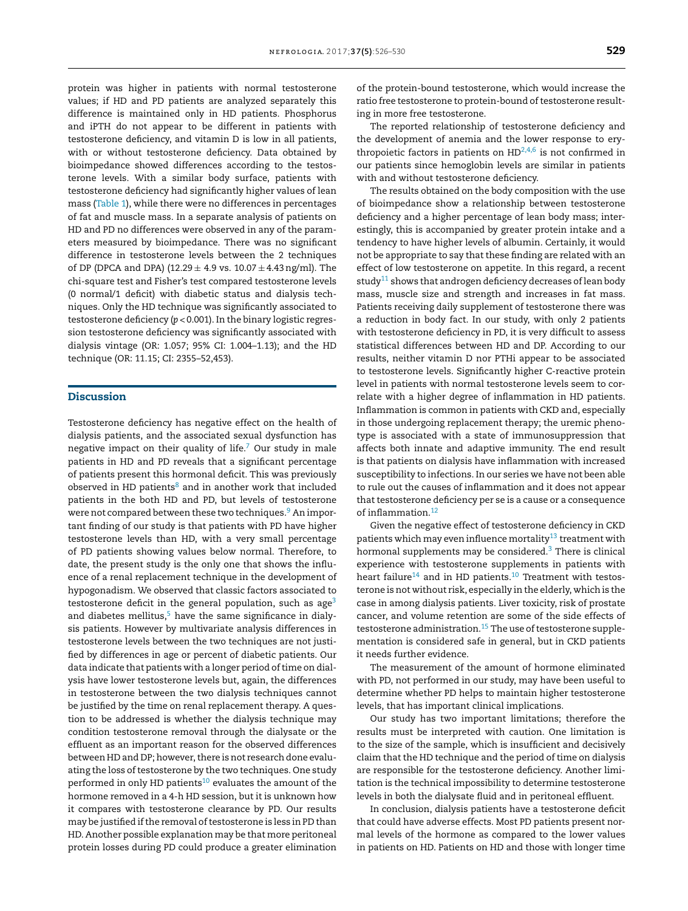protein was higher in patients with normal testosterone values; if HD and PD patients are analyzed separately this difference is maintained only in HD patients. Phosphorus and iPTH do not appear to be different in patients with testosterone deficiency, and vitamin D is low in all patients, with or without testosterone deficiency. Data obtained by bioimpedance showed differences according to the testosterone levels. With a similar body surface, patients with testosterone deficiency had significantly higher values of lean mass (Table 1), while there were no differences in percentages of fat and muscle mass. In a separate analysis of patients on HD and PD no differences were observed in any of the parameters measured by bioimpedance. There was no significant difference in testosterone levels between the 2 techniques of DP (DPCA and DPA) ($12.29 \pm 4.9$ vs. $10.07 \pm 4.43$ ng/ml). The chi-square test and Fisher's test compared testosterone levels (0 normal/1 deficit) with diabetic status and dialysis techniques. Only the HD technique was significantly associated to testosterone deficiency ($p < 0.001$). In the binary logistic regression testosterone deficiency was significantly associated with dialysis vintage (OR: 1.057; 95% CI: 1.004–1.13); and the HD technique (OR: 11.15; CI: 2355–52,453).

## Discussion

Testosterone deficiency has negative effect on the health of dialysis patients, and the associated sexual dysfunction has negative impact on their quality of life.[7] Our study in male patients in HD and PD reveals that a significant percentage of patients present this hormonal deficit. This was previously observed in HD patients[8] and in another work that included patients in the both HD and PD, but levels of testosterone were not compared between these two techniques.[9] An important finding of our study is that patients with PD have higher testosterone levels than HD, with a very small percentage of PD patients showing values below normal. Therefore, to date, the present study is the only one that shows the influence of a renal replacement technique in the development of hypogonadism. We observed that classic factors associated to testosterone deficit in the general population, such as age[3] and diabetes mellitus,[5] have the same significance in dialysis patients. However by multivariate analysis differences in testosterone levels between the two techniques are not justified by differences in age or percent of diabetic patients. Our data indicate that patients with a longer period of time on dialysis have lower testosterone levels but, again, the differences in testosterone between the two dialysis techniques cannot be justified by the time on renal replacement therapy. A question to be addressed is whether the dialysis technique may condition testosterone removal through the dialysate or the effluent as an important reason for the observed differences between HD and DP; however, there is not research done evaluating the loss of testosterone by the two techniques. One study performed in only HD patients[10] evaluates the amount of the hormone removed in a 4-h HD session, but it is unknown how it compares with testosterone clearance by PD. Our results may be justified if the removal of testosterone is less in PD than HD. Another possible explanation may be that more peritoneal protein losses during PD could produce a greater elimination of the protein-bound testosterone, which would increase the ratio free testosterone to protein-bound of testosterone resulting in more free testosterone.

The reported relationship of testosterone deficiency and the development of anemia and the lower response to erythropoietic factors in patients on HD[2,4,6] is not confirmed in our patients since hemoglobin levels are similar in patients with and without testosterone deficiency.

The results obtained on the body composition with the use of bioimpedance show a relationship between testosterone deficiency and a higher percentage of lean body mass; interestingly, this is accompanied by greater protein intake and a tendency to have higher levels of albumin. Certainly, it would not be appropriate to say that these finding are related with an effect of low testosterone on appetite. In this regard, a recent study[11] shows that androgen deficiency decreases of lean body mass, muscle size and strength and increases in fat mass. Patients receiving daily supplement of testosterone there was a reduction in body fact. In our study, with only 2 patients with testosterone deficiency in PD, it is very difficult to assess statistical differences between HD and DP. According to our results, neither vitamin D nor PTHi appear to be associated to testosterone levels. Significantly higher C-reactive protein level in patients with normal testosterone levels seem to correlate with a higher degree of inflammation in HD patients. Inflammation is common in patients with CKD and, especially in those undergoing replacement therapy; the uremic phenotype is associated with a state of immunosuppression that affects both innate and adaptive immunity. The end result is that patients on dialysis have inflammation with increased susceptibility to infections. In our series we have not been able to rule out the causes of inflammation and it does not appear that testosterone deficiency per se is a cause or a consequence of inflammation.[12]

Given the negative effect of testosterone deficiency in CKD patients which may even influence mortality[13] treatment with hormonal supplements may be considered.[3] There is clinical experience with testosterone supplements in patients with heart failure[14] and in HD patients.[10] Treatment with testosterone is not without risk, especially in the elderly, which is the case in among dialysis patients. Liver toxicity, risk of prostate cancer, and volume retention are some of the side effects of testosterone administration.[15] The use of testosterone supplementation is considered safe in general, but in CKD patients it needs further evidence.

The measurement of the amount of hormone eliminated with PD, not performed in our study, may have been useful to determine whether PD helps to maintain higher testosterone levels, that has important clinical implications.

Our study has two important limitations; therefore the results must be interpreted with caution. One limitation is to the size of the sample, which is insufficient and decisively claim that the HD technique and the period of time on dialysis are responsible for the testosterone deficiency. Another limitation is the technical impossibility to determine testosterone levels in both the dialysate fluid and in peritoneal effluent.

In conclusion, dialysis patients have a testosterone deficit that could have adverse effects. Most PD patients present normal levels of the hormone as compared to the lower values in patients on HD. Patients on HD and those with longer time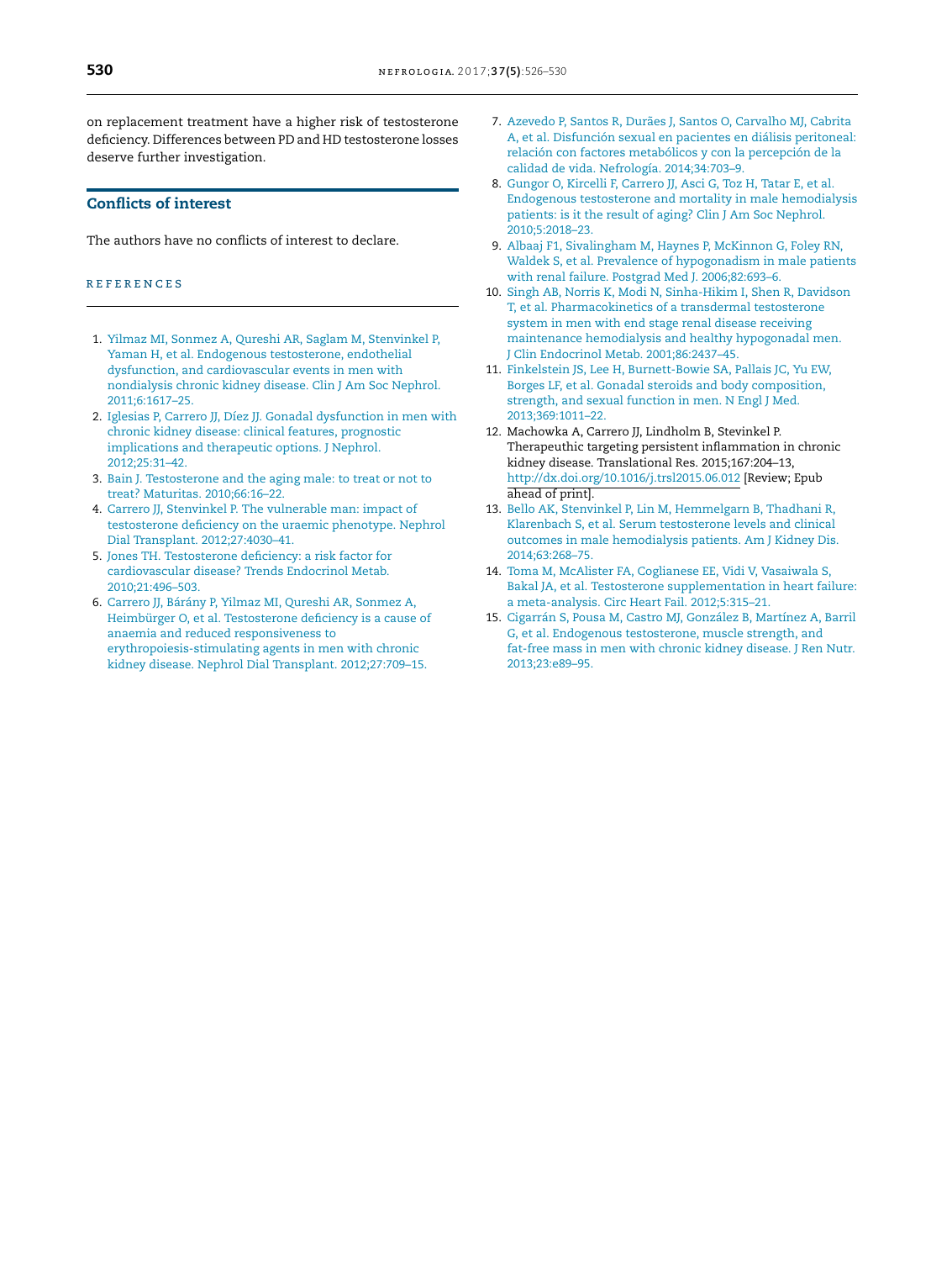on replacement treatment have a higher risk of testosterone deficiency. Differences between PD and HD testosterone losses deserve further investigation.

## Conflicts of interest

The authors have no conflicts of interest to declare.

## REFERENCES

1. Yilmaz MI, Sonmez A, Qureshi AR, Saglam M, Stenvinkel P, Yaman H, et al. Endogenous testosterone, endothelial dysfunction, and cardiovascular events in men with nondialysis chronic kidney disease. Clin J Am Soc Nephrol. 2011;6:1617–25.
2. Iglesias P, Carrero JJ, Díez JJ. Gonadal dysfunction in men with chronic kidney disease: clinical features, prognostic implications and therapeutic options. J Nephrol. 2012;25:31–42.
3. Bain J. Testosterone and the aging male: to treat or not to treat? Maturitas. 2010;66:16–22.
4. Carrero JJ, Stenvinkel P. The vulnerable man: impact of testosterone deficiency on the uraemic phenotype. Nephrol Dial Transplant. 2012;27:4030–41.
5. Jones TH. Testosterone deficiency: a risk factor for cardiovascular disease? Trends Endocrinol Metab. 2010;21:496–503.
6. Carrero JJ, Bárány P, Yilmaz MI, Qureshi AR, Sonmez A, Heimbürger O, et al. Testosterone deficiency is a cause of anaemia and reduced responsiveness to erythropoiesis-stimulating agents in men with chronic kidney disease. Nephrol Dial Transplant. 2012;27:709–15.
7. Azevedo P, Santos R, Durães J, Santos O, Carvalho MJ, Cabrita A, et al. Disfunción sexual en pacientes en diálisis peritoneal: relación con factores metabólicos y con la percepción de la calidad de vida. Nefrología. 2014;34:703–9.
8. Gungor O, Kircelli F, Carrero JJ, Asci G, Toz H, Tatar E, et al. Endogenous testosterone and mortality in male hemodialysis patients: is it the result of aging? Clin J Am Soc Nephrol. 2010;5:2018–23.
9. Albaaj F1, Sivalingham M, Haynes P, McKinnon G, Foley RN, Waldek S, et al. Prevalence of hypogonadism in male patients with renal failure. Postgrad Med J. 2006;82:693–6.
10. Singh AB, Norris K, Modi N, Sinha-Hikim I, Shen R, Davidson T, et al. Pharmacokinetics of a transdermal testosterone system in men with end stage renal disease receiving maintenance hemodialysis and healthy hypogonadal men. J Clin Endocrinol Metab. 2001;86:2437–45.
11. Finkelstein JS, Lee H, Burnett-Bowie SA, Pallais JC, Yu EW, Borges LF, et al. Gonadal steroids and body composition, strength, and sexual function in men. N Engl J Med. 2013;369:1011–22.
12. Machowka A, Carrero JJ, Lindholm B, Stevinkel P. Therapeutic targeting persistent inflammation in chronic kidney disease. Translational Res. 2015;167:204–13, http://dx.doi.org/10.1016/j.trsl2015.06.012 [Review; Epub ahead of print].
13. Bello AK, Stenvinkel P, Lin M, Hemmelgarn B, Thadhani R, Klarenbach S, et al. Serum testosterone levels and clinical outcomes in male hemodialysis patients. Am J Kidney Dis. 2014;63:268–75.
14. Toma M, McAlister FA, Coglianese EE, Vidi V, Vasaiwala S, Bakal JA, et al. Testosterone supplementation in heart failure: a meta-analysis. Circ Heart Fail. 2012;5:315–21.
15. Cigarrán S, Pousa M, Castro MJ, González B, Martínez A, Barril G, et al. Endogenous testosterone, muscle strength, and fat-free mass in men with chronic kidney disease. J Ren Nutr. 2013;23:e89–95.